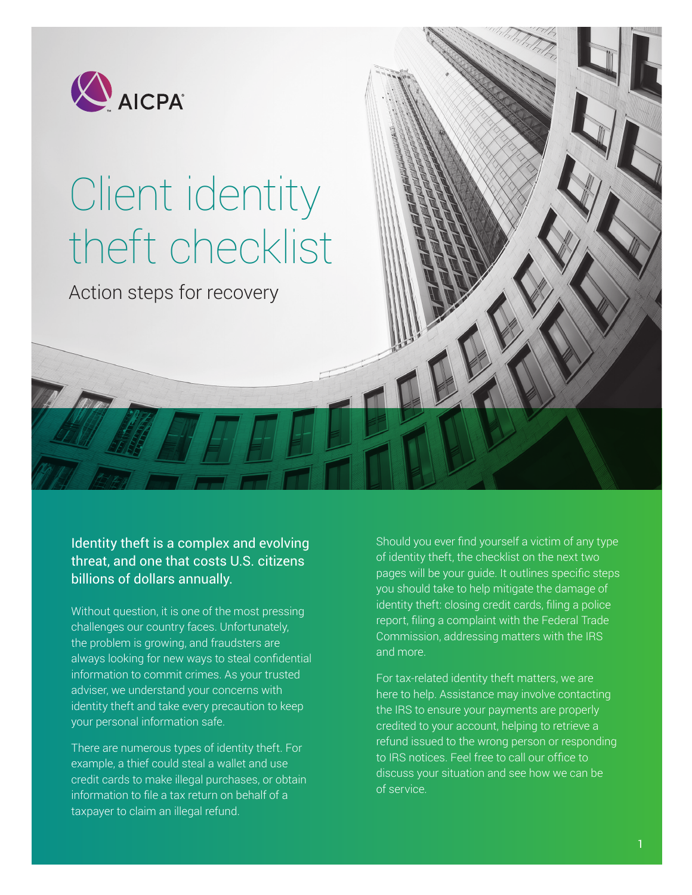AICPA

# Client identity theft checklist

## Action steps for recovery

**Identity theft is a complex and evolving threat, and one that costs U.S. citizens billions of dollars annually.**

Without question, it is one of the most pressing challenges our country faces. Unfortunately, the problem is growing, and fraudsters are always looking for new ways to steal confidential information to commit crimes. As your trusted adviser, we understand your concerns with identity theft and take every precaution to keep your personal information safe.

There are numerous types of identity theft. For example, a thief could steal a wallet and use credit cards to make illegal purchases, or obtain information to file a tax return on behalf of a taxpayer to claim an illegal refund.

Should you ever find yourself a victim of any type of identity theft, the checklist on the next two pages will be your guide. It outlines specific steps you should take to help mitigate the damage of identity theft: closing credit cards, filing a police report, filing a complaint with the Federal Trade Commission, addressing matters with the IRS and more.

For tax-related identity theft matters, we are here to help. Assistance may involve contacting the IRS to ensure your payments are properly credited to your account, helping to retrieve a refund issued to the wrong person or responding to IRS notices. Feel free to call our office to discuss your situation and see how we can be of service.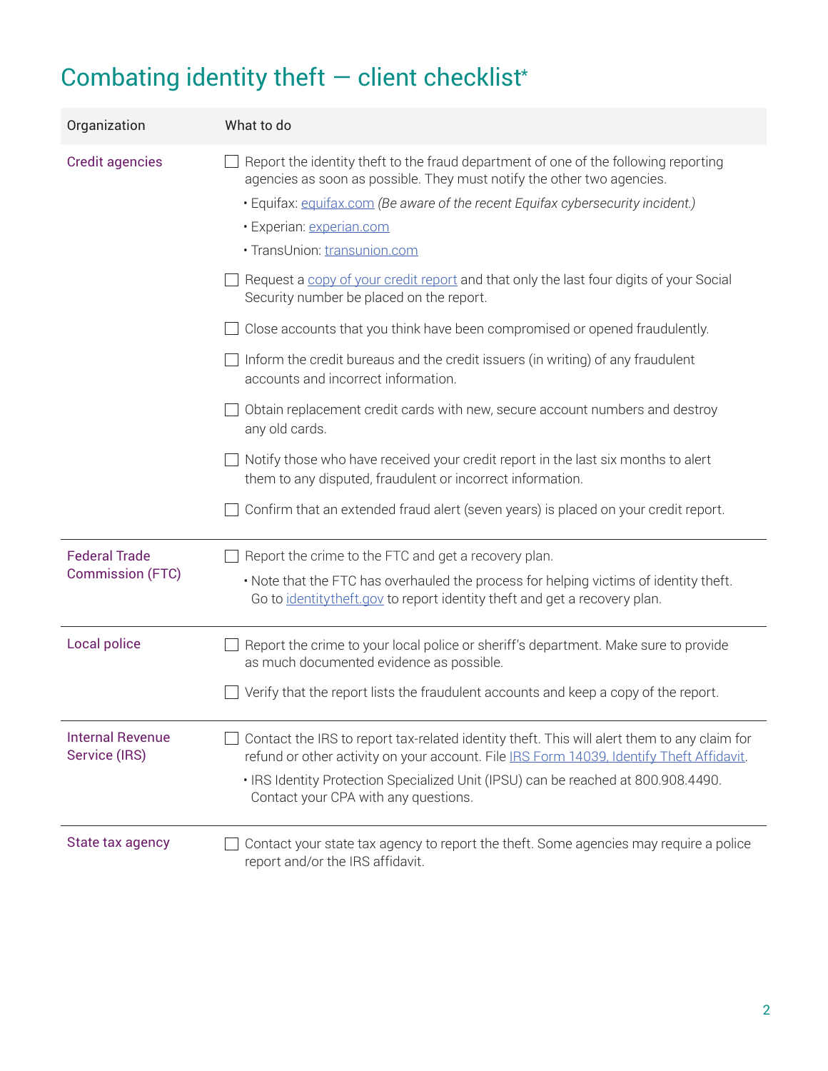# Combating identity theft — client checklist*

| Organization | What to do |
| --- | --- |
| Credit agencies | ☐ Report the identity theft to the fraud department of one of the following reporting agencies as soon as possible. They must notify the other two agencies.<br>• Equifax: equifax.com *(Be aware of the recent Equifax cybersecurity incident.)*<br>• Experian: experian.com<br>• TransUnion: transunion.com<br>☐ Request a copy of your credit report and that only the last four digits of your Social Security number be placed on the report.<br>☐ Close accounts that you think have been compromised or opened fraudulently.<br>☐ Inform the credit bureaus and the credit issuers (in writing) of any fraudulent accounts and incorrect information.<br>☐ Obtain replacement credit cards with new, secure account numbers and destroy any old cards.<br>☐ Notify those who have received your credit report in the last six months to alert them to any disputed, fraudulent or incorrect information.<br>☐ Confirm that an extended fraud alert (seven years) is placed on your credit report. |
| Federal Trade Commission (FTC) | ☐ Report the crime to the FTC and get a recovery plan.<br>• Note that the FTC has overhauled the process for helping victims of identity theft. Go to identitytheft.gov to report identity theft and get a recovery plan. |
| Local police | ☐ Report the crime to your local police or sheriff's department. Make sure to provide as much documented evidence as possible.<br>☐ Verify that the report lists the fraudulent accounts and keep a copy of the report. |
| Internal Revenue Service (IRS) | ☐ Contact the IRS to report tax-related identity theft. This will alert them to any claim for refund or other activity on your account. File IRS Form 14039, Identify Theft Affidavit.<br>• IRS Identity Protection Specialized Unit (IPSU) can be reached at 800.908.4490. Contact your CPA with any questions. |
| State tax agency | ☐ Contact your state tax agency to report the theft. Some agencies may require a police report and/or the IRS affidavit. |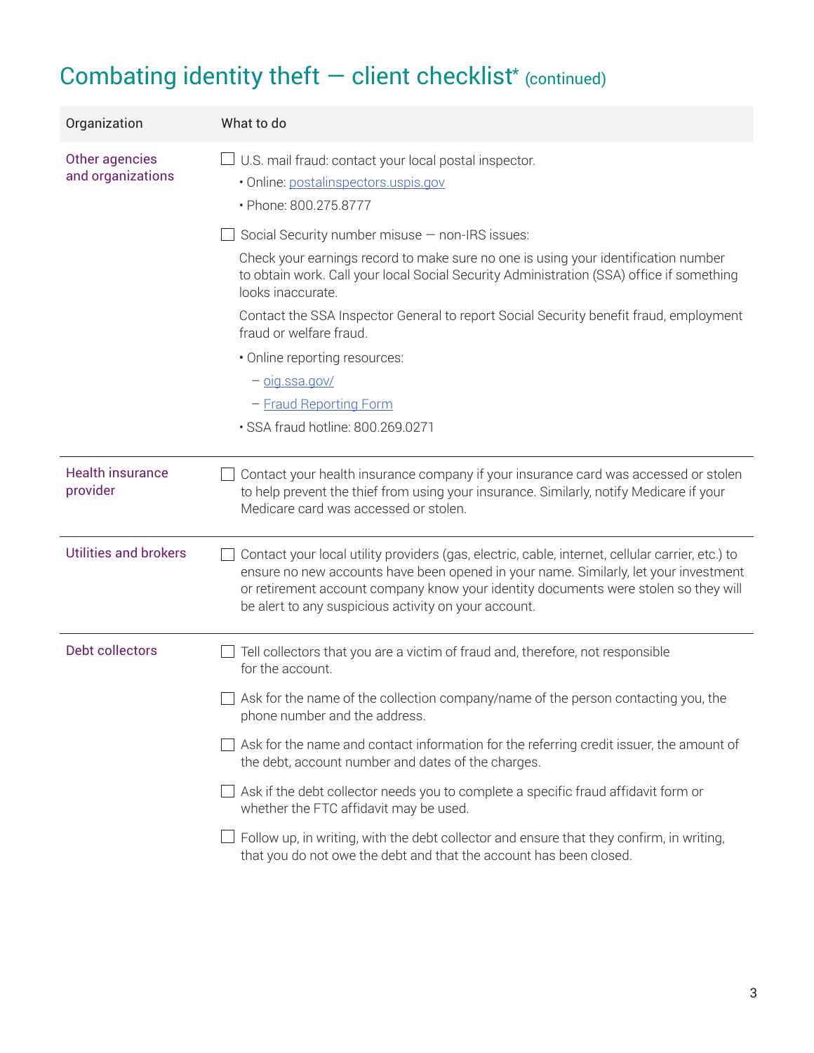# Combating identity theft — client checklist* (continued)

| Organization | What to do |
| --- | --- |
| Other agencies and organizations | ☐ U.S. mail fraud: contact your local postal inspector.<br>• Online: postalinspectors.uspis.gov<br>• Phone: 800.275.8777<br><br>☐ Social Security number misuse — non-IRS issues:<br>Check your earnings record to make sure no one is using your identification number to obtain work. Call your local Social Security Administration (SSA) office if something looks inaccurate.<br>Contact the SSA Inspector General to report Social Security benefit fraud, employment fraud or welfare fraud.<br>• Online reporting resources:<br>– oig.ssa.gov/<br>– Fraud Reporting Form<br>• SSA fraud hotline: 800.269.0271 |
| Health insurance provider | ☐ Contact your health insurance company if your insurance card was accessed or stolen to help prevent the thief from using your insurance. Similarly, notify Medicare if your Medicare card was accessed or stolen. |
| Utilities and brokers | ☐ Contact your local utility providers (gas, electric, cable, internet, cellular carrier, etc.) to ensure no new accounts have been opened in your name. Similarly, let your investment or retirement account company know your identity documents were stolen so they will be alert to any suspicious activity on your account. |
| Debt collectors | ☐ Tell collectors that you are a victim of fraud and, therefore, not responsible for the account.<br><br>☐ Ask for the name of the collection company/name of the person contacting you, the phone number and the address.<br><br>☐ Ask for the name and contact information for the referring credit issuer, the amount of the debt, account number and dates of the charges.<br><br>☐ Ask if the debt collector needs you to complete a specific fraud affidavit form or whether the FTC affidavit may be used.<br><br>☐ Follow up, in writing, with the debt collector and ensure that they confirm, in writing, that you do not owe the debt and that the account has been closed. |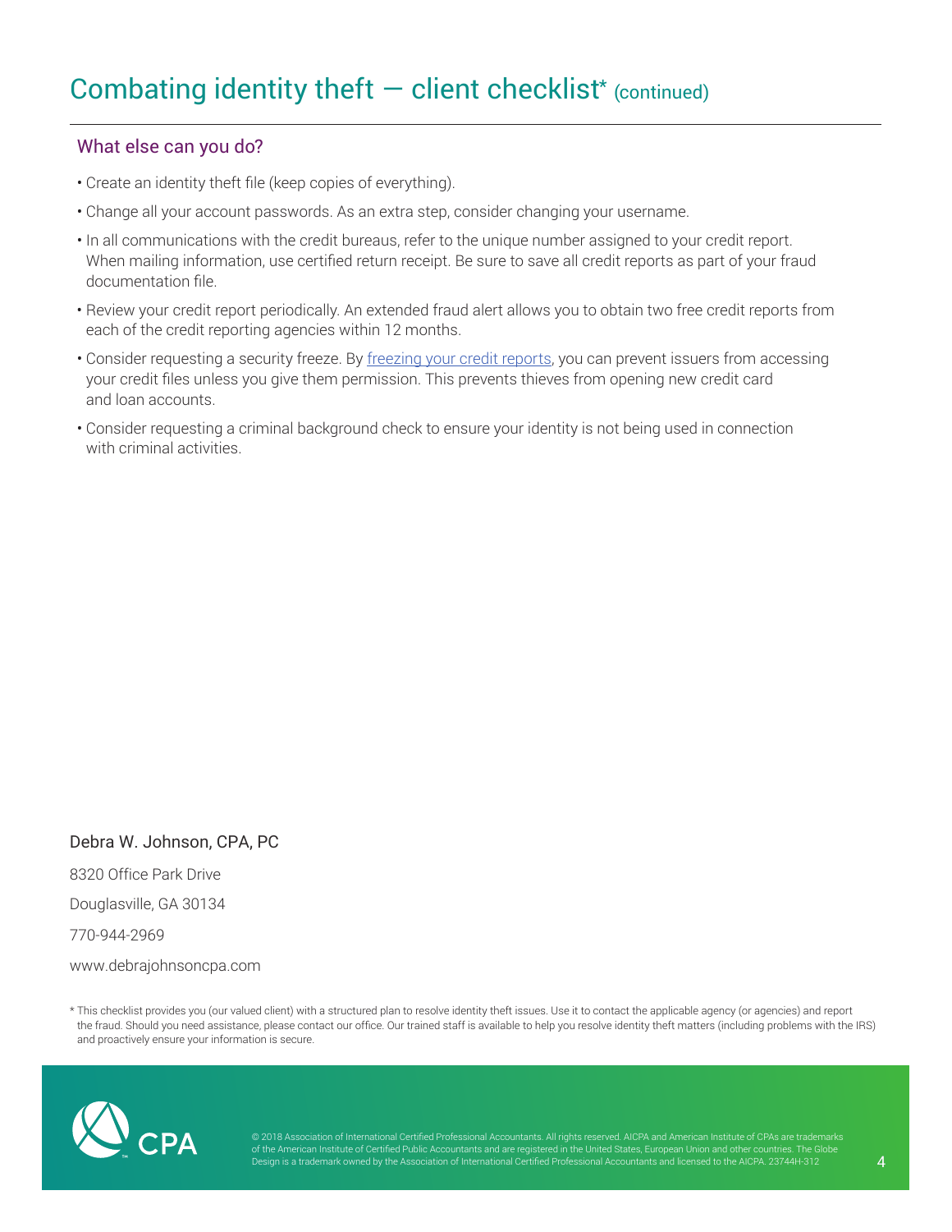# Combating identity theft — client checklist* (continued)

## What else can you do?

- Create an identity theft file (keep copies of everything).
- Change all your account passwords. As an extra step, consider changing your username.
- In all communications with the credit bureaus, refer to the unique number assigned to your credit report. When mailing information, use certified return receipt. Be sure to save all credit reports as part of your fraud documentation file.
- Review your credit report periodically. An extended fraud alert allows you to obtain two free credit reports from each of the credit reporting agencies within 12 months.
- Consider requesting a security freeze. By freezing your credit reports, you can prevent issuers from accessing your credit files unless you give them permission. This prevents thieves from opening new credit card and loan accounts.
- Consider requesting a criminal background check to ensure your identity is not being used in connection with criminal activities.

Debra W. Johnson, CPA, PC

8320 Office Park Drive

Douglasville, GA 30134

770-944-2969

www.debrajohnsoncpa.com

* This checklist provides you (our valued client) with a structured plan to resolve identity theft issues. Use it to contact the applicable agency (or agencies) and report the fraud. Should you need assistance, please contact our office. Our trained staff is available to help you resolve identity theft matters (including problems with the IRS) and proactively ensure your information is secure.

CPA

© 2018 Association of International Certified Professional Accountants. All rights reserved. AICPA and American Institute of CPAs are trademarks of the American Institute of Certified Public Accountants and are registered in the United States, European Union and other countries. The Globe Design is a trademark owned by the Association of International Certified Professional Accountants and licensed to the AICPA. 23744H-312